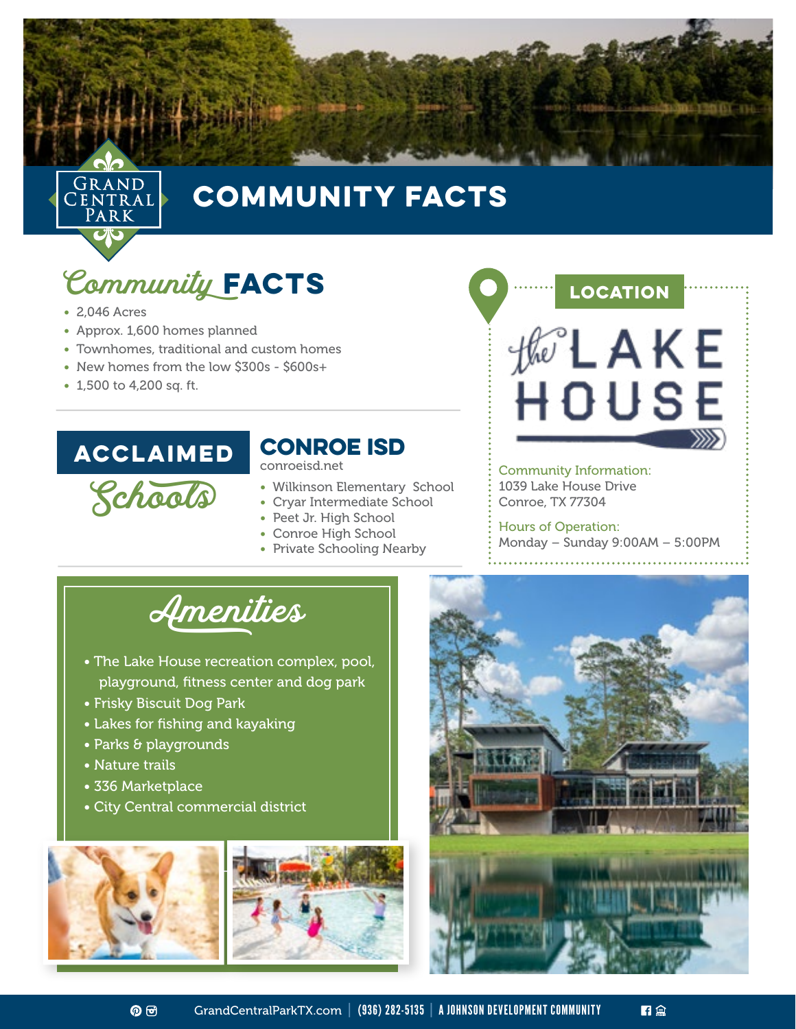# GRAND CENTRAL PARK

# COMMUNITY FACTS

## Community FACTS

- 2,046 Acres
- Approx. 1,600 homes planned
- Townhomes, traditional and custom homes
- New homes from the low $300s - $600s+
- 1,500 to 4,200 sq. ft.

## ACCLAIMED Schools

### CONROE ISD

conroeisd.net

- Wilkinson Elementary School
- Cryar Intermediate School
- Peet Jr. High School
- Conroe High School
- Private Schooling Nearby

## LOCATION

### the LAKE HOUSE

Community Information:
1039 Lake House Drive
Conroe, TX 77304

Hours of Operation:
Monday – Sunday 9:00AM – 5:00PM

## Amenities

- The Lake House recreation complex, pool, playground, fitness center and dog park
- Frisky Biscuit Dog Park
- Lakes for fishing and kayaking
- Parks & playgrounds
- Nature trails
- 336 Marketplace
- City Central commercial district

GrandCentralParkTX.com | (936) 282-5135 | A JOHNSON DEVELOPMENT COMMUNITY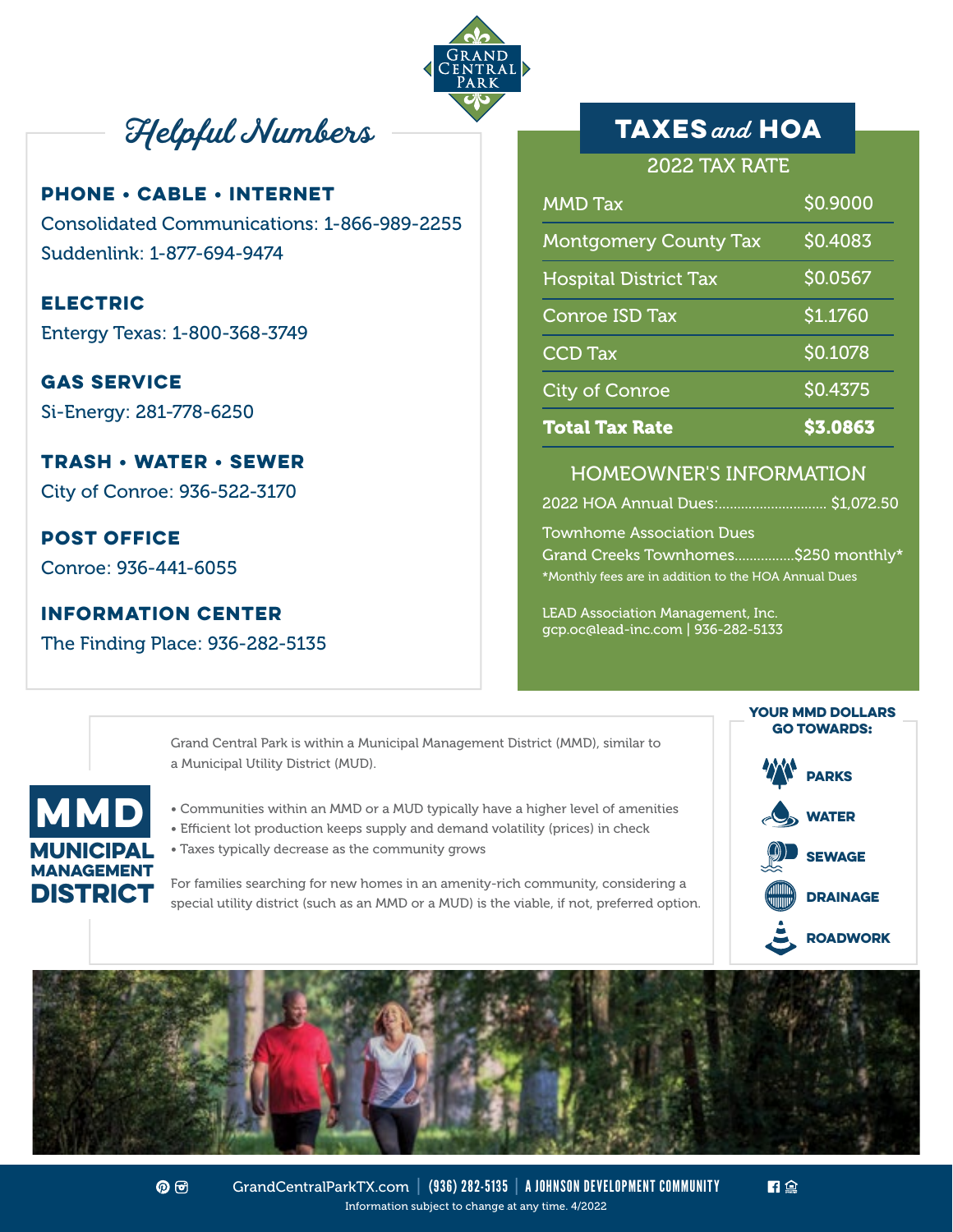Grand Central Park

## Helpful Numbers

**PHONE • CABLE • INTERNET**

Consolidated Communications: 1-866-989-2255

Suddenlink: 1-877-694-9474

**ELECTRIC**

Entergy Texas: 1-800-368-3749

**GAS SERVICE**

Si-Energy: 281-778-6250

**TRASH • WATER • SEWER**

City of Conroe: 936-522-3170

**POST OFFICE**

Conroe: 936-441-6055

**INFORMATION CENTER**

The Finding Place: 936-282-5135

## TAXES and HOA

### 2022 TAX RATE

| | |
|---|---|
| MMD Tax | $0.9000 |
| Montgomery County Tax | $0.4083 |
| Hospital District Tax | $0.0567 |
| Conroe ISD Tax | $1.1760 |
| CCD Tax | $0.1078 |
| City of Conroe | $0.4375 |
| **Total Tax Rate** | **$3.0863** |

### HOMEOWNER'S INFORMATION

2022 HOA Annual Dues:............................ $1,072.50

Townhome Association Dues

Grand Creeks Townhomes................$250 monthly*

*Monthly fees are in addition to the HOA Annual Dues

LEAD Association Management, Inc.
gcp.oc@lead-inc.com | 936-282-5133

## MMD MUNICIPAL MANAGEMENT DISTRICT

Grand Central Park is within a Municipal Management District (MMD), similar to a Municipal Utility District (MUD).

- Communities within an MMD or a MUD typically have a higher level of amenities
- Efficient lot production keeps supply and demand volatility (prices) in check
- Taxes typically decrease as the community grows

For families searching for new homes in an amenity-rich community, considering a special utility district (such as an MMD or a MUD) is the viable, if not, preferred option.

**YOUR MMD DOLLARS GO TOWARDS:**

- PARKS
- WATER
- SEWAGE
- DRAINAGE
- ROADWORK

GrandCentralParkTX.com | (936) 282-5135 | A JOHNSON DEVELOPMENT COMMUNITY

Information subject to change at any time. 4/2022